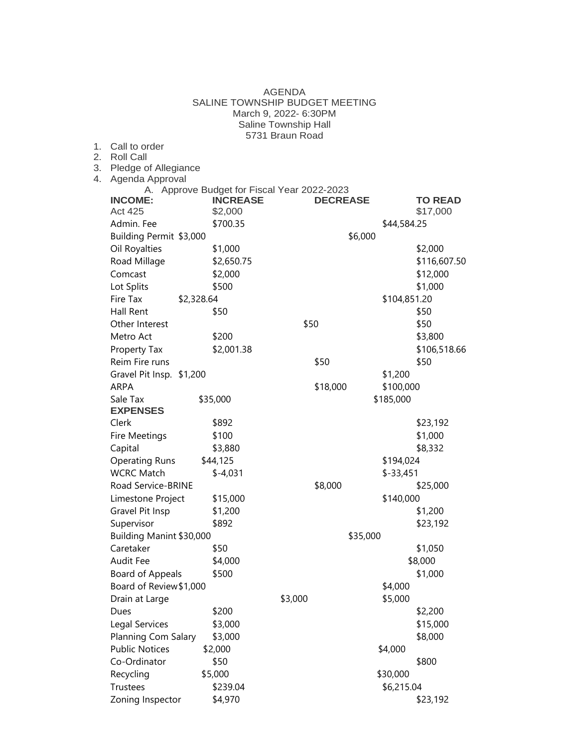AGENDA
SALINE TOWNSHIP BUDGET MEETING
March 9, 2022- 6:30PM
Saline Township Hall
5731 Braun Road

1. Call to order
2. Roll Call
3. Pledge of Allegiance
4. Agenda Approval
   A. Approve Budget for Fiscal Year 2022-2023

| **INCOME:** | **INCREASE** | **DECREASE** | **TO READ** |
|---|---|---|---|
| Act 425 | $2,000 | | $17,000 |
| Admin. Fee | $700.35 | | $44,584.25 |
| Building Permit | $3,000 | | $6,000 |
| Oil Royalties | $1,000 | | $2,000 |
| Road Millage | $2,650.75 | | $116,607.50 |
| Comcast | $2,000 | | $12,000 |
| Lot Splits | $500 | | $1,000 |
| Fire Tax | $2,328.64 | | $104,851.20 |
| Hall Rent | $50 | | $50 |
| Other Interest | | $50 | $50 |
| Metro Act | $200 | | $3,800 |
| Property Tax | $2,001.38 | | $106,518.66 |
| Reim Fire runs | | $50 | $50 |
| Gravel Pit Insp. | $1,200 | | $1,200 |
| ARPA | | $18,000 | $100,000 |
| Sale Tax | $35,000 | | $185,000 |
| **EXPENSES** | | | |
| Clerk | $892 | | $23,192 |
| Fire Meetings | $100 | | $1,000 |
| Capital | $3,880 | | $8,332 |
| Operating Runs | $44,125 | | $194,024 |
| WCRC Match | $-4,031 | | $-33,451 |
| Road Service-BRINE | | $8,000 | $25,000 |
| Limestone Project | $15,000 | | $140,000 |
| Gravel Pit Insp | $1,200 | | $1,200 |
| Supervisor | $892 | | $23,192 |
| Building Manint | $30,000 | | $35,000 |
| Caretaker | $50 | | $1,050 |
| Audit Fee | $4,000 | | $8,000 |
| Board of Appeals | $500 | | $1,000 |
| Board of Review | $1,000 | | $4,000 |
| Drain at Large | | $3,000 | $5,000 |
| Dues | $200 | | $2,200 |
| Legal Services | $3,000 | | $15,000 |
| Planning Com Salary | $3,000 | | $8,000 |
| Public Notices | $2,000 | | $4,000 |
| Co-Ordinator | $50 | | $800 |
| Recycling | $5,000 | | $30,000 |
| Trustees | $239.04 | | $6,215.04 |
| Zoning Inspector | $4,970 | | $23,192 |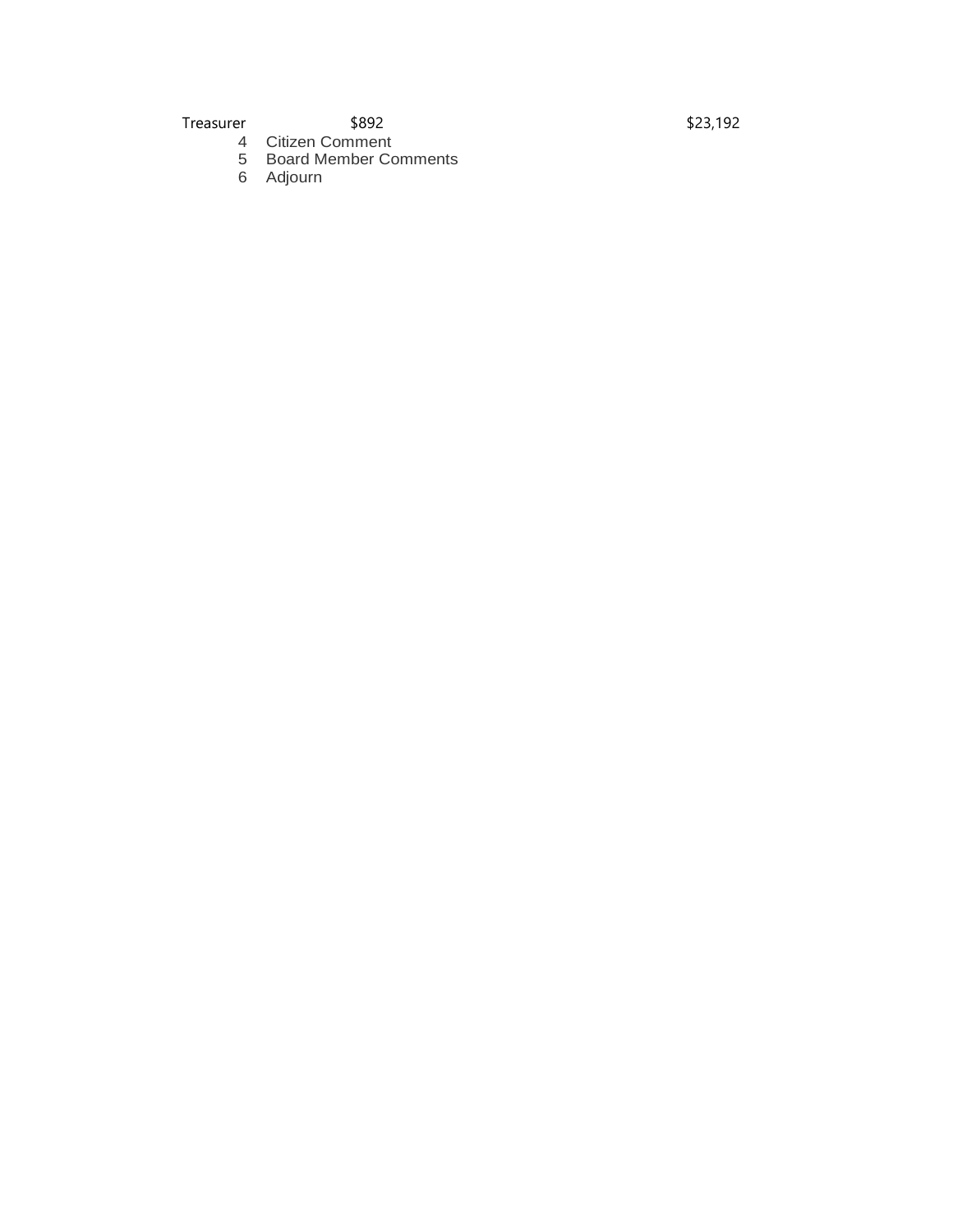| | | |
|---|---|---|
| Treasurer | $892 | $23,192 |

4 Citizen Comment
5 Board Member Comments
6 Adjourn